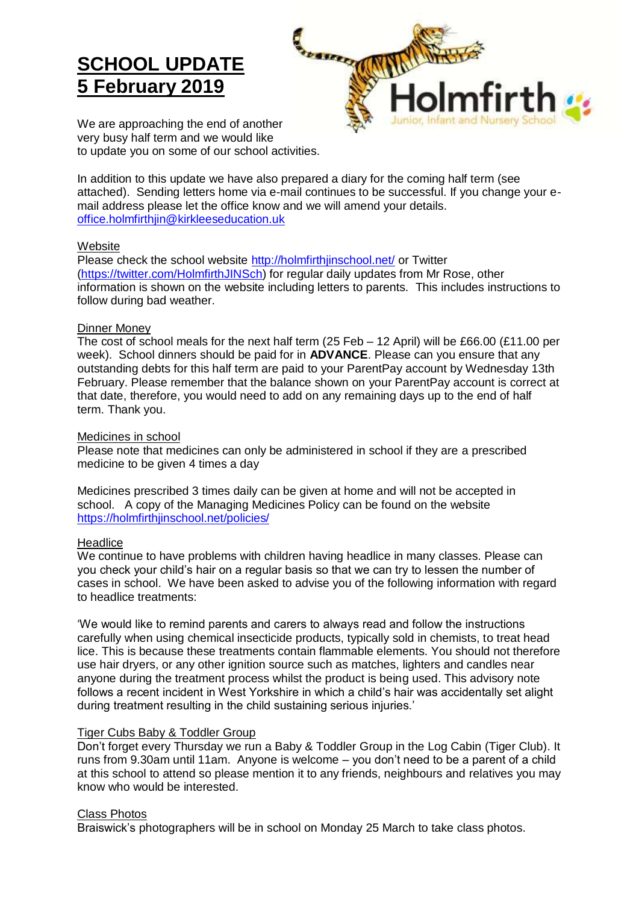# SCHOOL UPDATE
# 5 February 2019

Holmfirth
Junior, Infant and Nursery School

We are approaching the end of another very busy half term and we would like to update you on some of our school activities.

In addition to this update we have also prepared a diary for the coming half term (see attached). Sending letters home via e-mail continues to be successful. If you change your e-mail address please let the office know and we will amend your details. office.holmfirthjin@kirkleeseducation.uk

## Website

Please check the school website http://holmfirthjinschool.net/ or Twitter (https://twitter.com/HolmfirthJINSch) for regular daily updates from Mr Rose, other information is shown on the website including letters to parents. This includes instructions to follow during bad weather.

## Dinner Money

The cost of school meals for the next half term (25 Feb – 12 April) will be £66.00 (£11.00 per week). School dinners should be paid for in **ADVANCE**. Please can you ensure that any outstanding debts for this half term are paid to your ParentPay account by Wednesday 13th February. Please remember that the balance shown on your ParentPay account is correct at that date, therefore, you would need to add on any remaining days up to the end of half term. Thank you.

## Medicines in school

Please note that medicines can only be administered in school if they are a prescribed medicine to be given 4 times a day

Medicines prescribed 3 times daily can be given at home and will not be accepted in school. A copy of the Managing Medicines Policy can be found on the website https://holmfirthjinschool.net/policies/

## Headlice

We continue to have problems with children having headlice in many classes. Please can you check your child's hair on a regular basis so that we can try to lessen the number of cases in school. We have been asked to advise you of the following information with regard to headlice treatments:

'We would like to remind parents and carers to always read and follow the instructions carefully when using chemical insecticide products, typically sold in chemists, to treat head lice. This is because these treatments contain flammable elements. You should not therefore use hair dryers, or any other ignition source such as matches, lighters and candles near anyone during the treatment process whilst the product is being used. This advisory note follows a recent incident in West Yorkshire in which a child's hair was accidentally set alight during treatment resulting in the child sustaining serious injuries.'

## Tiger Cubs Baby & Toddler Group

Don't forget every Thursday we run a Baby & Toddler Group in the Log Cabin (Tiger Club). It runs from 9.30am until 11am. Anyone is welcome – you don't need to be a parent of a child at this school to attend so please mention it to any friends, neighbours and relatives you may know who would be interested.

## Class Photos

Braiswick's photographers will be in school on Monday 25 March to take class photos.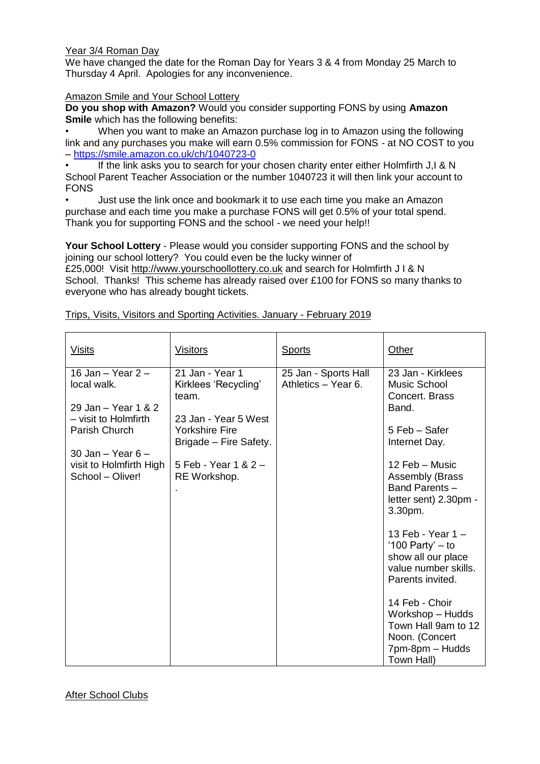Year 3/4 Roman Day

We have changed the date for the Roman Day for Years 3 & 4 from Monday 25 March to Thursday 4 April. Apologies for any inconvenience.

Amazon Smile and Your School Lottery

**Do you shop with Amazon?** Would you consider supporting FONS by using **Amazon Smile** which has the following benefits:

- When you want to make an Amazon purchase log in to Amazon using the following link and any purchases you make will earn 0.5% commission for FONS - at NO COST to you – https://smile.amazon.co.uk/ch/1040723-0
- If the link asks you to search for your chosen charity enter either Holmfirth J,I & N School Parent Teacher Association or the number 1040723 it will then link your account to FONS
- Just use the link once and bookmark it to use each time you make an Amazon purchase and each time you make a purchase FONS will get 0.5% of your total spend.

Thank you for supporting FONS and the school - we need your help!!

**Your School Lottery** - Please would you consider supporting FONS and the school by joining our school lottery? You could even be the lucky winner of £25,000! Visit http://www.yourschoollottery.co.uk and search for Holmfirth J I & N School. Thanks! This scheme has already raised over £100 for FONS so many thanks to everyone who has already bought tickets.

Trips, Visits, Visitors and Sporting Activities. January - February 2019

| Visits | Visitors | Sports | Other |
|---|---|---|---|
| 16 Jan – Year 2 – local walk.<br><br>29 Jan – Year 1 & 2 – visit to Holmfirth Parish Church<br><br>30 Jan – Year 6 – visit to Holmfirth High School – Oliver! | 21 Jan - Year 1 Kirklees 'Recycling' team.<br><br>23 Jan - Year 5 West Yorkshire Fire Brigade – Fire Safety.<br><br>5 Feb - Year 1 & 2 – RE Workshop.<br>. | 25 Jan - Sports Hall Athletics – Year 6. | 23 Jan - Kirklees Music School Concert. Brass Band.<br><br>5 Feb – Safer Internet Day.<br><br>12 Feb – Music Assembly (Brass Band Parents – letter sent) 2.30pm - 3.30pm.<br><br>13 Feb - Year 1 – '100 Party' – to show all our place value number skills. Parents invited.<br><br>14 Feb - Choir Workshop – Hudds Town Hall 9am to 12 Noon. (Concert 7pm-8pm – Hudds Town Hall) |

After School Clubs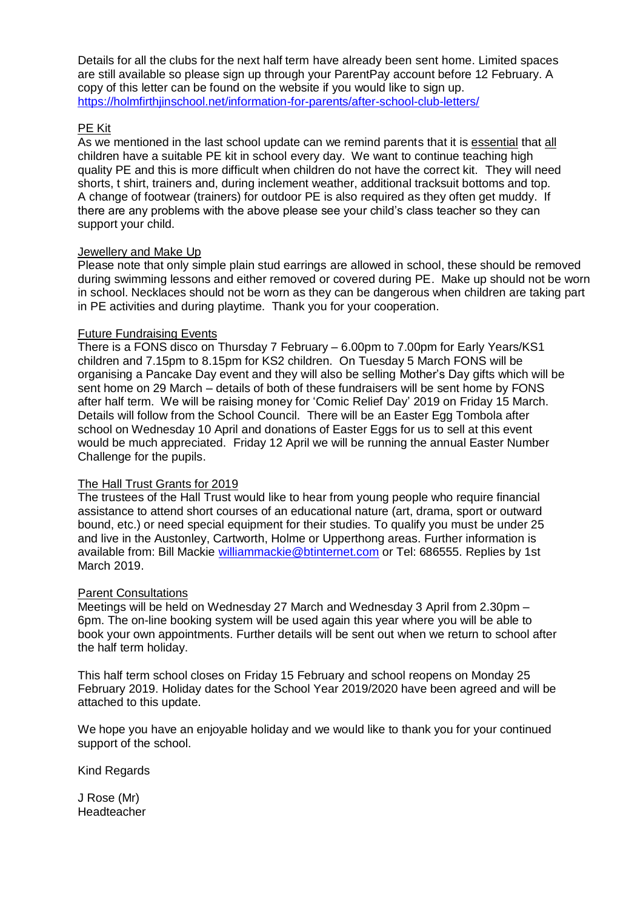Details for all the clubs for the next half term have already been sent home. Limited spaces are still available so please sign up through your ParentPay account before 12 February. A copy of this letter can be found on the website if you would like to sign up. https://holmfirthjinschool.net/information-for-parents/after-school-club-letters/

## PE Kit

As we mentioned in the last school update can we remind parents that it is essential that all children have a suitable PE kit in school every day. We want to continue teaching high quality PE and this is more difficult when children do not have the correct kit. They will need shorts, t shirt, trainers and, during inclement weather, additional tracksuit bottoms and top. A change of footwear (trainers) for outdoor PE is also required as they often get muddy. If there are any problems with the above please see your child's class teacher so they can support your child.

## Jewellery and Make Up

Please note that only simple plain stud earrings are allowed in school, these should be removed during swimming lessons and either removed or covered during PE. Make up should not be worn in school. Necklaces should not be worn as they can be dangerous when children are taking part in PE activities and during playtime. Thank you for your cooperation.

## Future Fundraising Events

There is a FONS disco on Thursday 7 February – 6.00pm to 7.00pm for Early Years/KS1 children and 7.15pm to 8.15pm for KS2 children. On Tuesday 5 March FONS will be organising a Pancake Day event and they will also be selling Mother's Day gifts which will be sent home on 29 March – details of both of these fundraisers will be sent home by FONS after half term. We will be raising money for 'Comic Relief Day' 2019 on Friday 15 March. Details will follow from the School Council. There will be an Easter Egg Tombola after school on Wednesday 10 April and donations of Easter Eggs for us to sell at this event would be much appreciated. Friday 12 April we will be running the annual Easter Number Challenge for the pupils.

## The Hall Trust Grants for 2019

The trustees of the Hall Trust would like to hear from young people who require financial assistance to attend short courses of an educational nature (art, drama, sport or outward bound, etc.) or need special equipment for their studies. To qualify you must be under 25 and live in the Austonley, Cartworth, Holme or Upperthong areas. Further information is available from: Bill Mackie williammackie@btinternet.com or Tel: 686555. Replies by 1st March 2019.

## Parent Consultations

Meetings will be held on Wednesday 27 March and Wednesday 3 April from 2.30pm – 6pm. The on-line booking system will be used again this year where you will be able to book your own appointments. Further details will be sent out when we return to school after the half term holiday.

This half term school closes on Friday 15 February and school reopens on Monday 25 February 2019. Holiday dates for the School Year 2019/2020 have been agreed and will be attached to this update.

We hope you have an enjoyable holiday and we would like to thank you for your continued support of the school.

Kind Regards

J Rose (Mr)
Headteacher